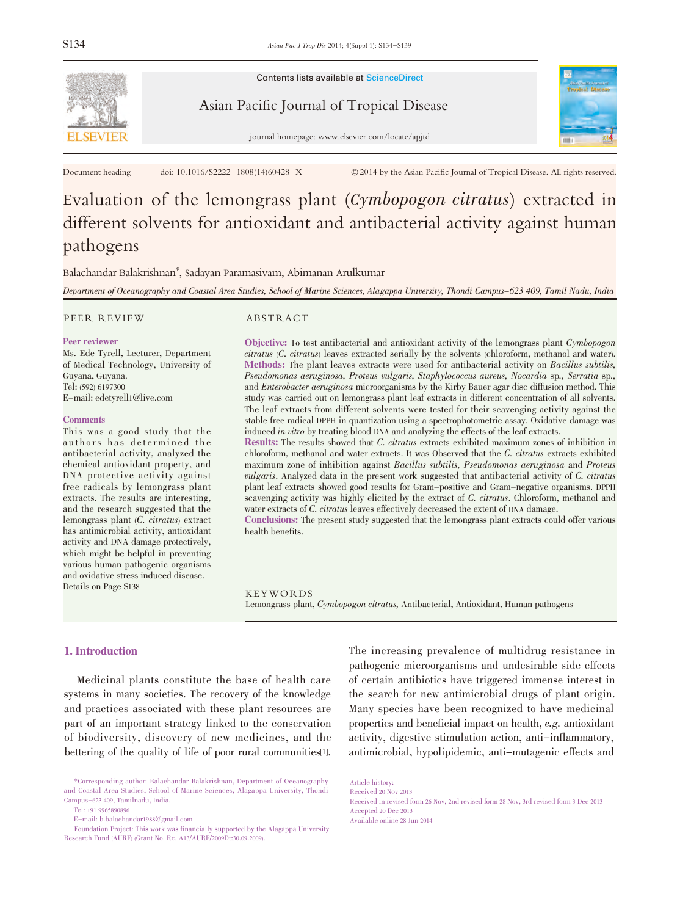Contents lists available at ScienceDirect

Asian Pacific Journal of Tropical Disease

journal homepage: www.elsevier.com/locate/apjtd

Document heading doi: 10.1016/S2222-1808(14)60428-X © 2014 by the Asian Pacific Journal of Tropical Disease. All rights reserved.

# Evaluation of the lemongrass plant (*Cymbopogon citratus*) extracted in different solvents for antioxidant and antibacterial activity against human pathogens

Balachandar Balakrishnan*, Sadayan Paramasivam, Abimanan Arulkumar

*Department of Oceanography and Coastal Area Studies, School of Marine Sciences, Alagappa University, Thondi Campus-623 409, Tamil Nadu, India*

## PEER REVIEW

**Peer reviewer**

Ms. Ede Tyrell, Lecturer, Department of Medical Technology, University of Guyana, Guyana.
Tel: (592) 6197300
E-mail: edetyrell1@live.com

**Comments**

This was a good study that the authors has determined the antibacterial activity, analyzed the chemical antioxidant property, and DNA protective activity against free radicals by lemongrass plant extracts. The results are interesting, and the research suggested that the lemongrass plant (*C. citratus*) extract has antimicrobial activity, antioxidant activity and DNA damage protectively, which might be helpful in preventing various human pathogenic organisms and oxidative stress induced disease.
Details on Page S138

## ABSTRACT

**Objective:** To test antibacterial and antioxidant activity of the lemongrass plant *Cymbopogon citratus* (*C. citratus*) leaves extracted serially by the solvents (chloroform, methanol and water).
**Methods:** The plant leaves extracts were used for antibacterial activity on *Bacillus subtilis*, *Pseudomonas aeruginosa*, *Proteus vulgaris*, *Staphylococcus aureus*, *Nocardia* sp., *Serratia* sp., and *Enterobacter aeruginosa* microorganisms by the Kirby Bauer agar disc diffusion method. This study was carried out on lemongrass plant leaf extracts in different concentration of all solvents. The leaf extracts from different solvents were tested for their scavenging activity against the stable free radical DPPH in quantization using a spectrophotometric assay. Oxidative damage was induced *in vitro* by treating blood DNA and analyzing the effects of the leaf extracts.
**Results:** The results showed that *C. citratus* extracts exhibited maximum zones of inhibition in chloroform, methanol and water extracts. It was Observed that the *C. citratus* extracts exhibited maximum zone of inhibition against *Bacillus subtilis*, *Pseudomonas aeruginosa* and *Proteus vulgaris*. Analyzed data in the present work suggested that antibacterial activity of *C. citratus* plant leaf extracts showed good results for Gram-positive and Gram-negative organisms. DPPH scavenging activity was highly elicited by the extract of *C. citratus*. Chloroform, methanol and water extracts of *C. citratus* leaves effectively decreased the extent of DNA damage.
**Conclusions:** The present study suggested that the lemongrass plant extracts could offer various health benefits.

## KEYWORDS

Lemongrass plant, *Cymbopogon citratus*, Antibacterial, Antioxidant, Human pathogens

## 1. Introduction

Medicinal plants constitute the base of health care systems in many societies. The recovery of the knowledge and practices associated with these plant resources are part of an important strategy linked to the conservation of biodiversity, discovery of new medicines, and the bettering of the quality of life of poor rural communities[1]. The increasing prevalence of multidrug resistance in pathogenic microorganisms and undesirable side effects of certain antibiotics have triggered immense interest in the search for new antimicrobial drugs of plant origin. Many species have been recognized to have medicinal properties and beneficial impact on health, *e.g.* antioxidant activity, digestive stimulation action, anti-inflammatory, antimicrobial, hypolipidemic, anti-mutagenic effects and

*Corresponding author: Balachandar Balakrishnan, Department of Oceanography and Coastal Area Studies, School of Marine Sciences, Alagappa University, Thondi Campus-623 409, Tamilnadu, India.
Tel: +91 9965890896
E-mail: b.balachandar1988@gmail.com
Foundation Project: This work was financially supported by the Alagappa University Research Fund (AURF) (Grant No. Rc. A13/AURF/2009Dt:30.09.2009).

Article history:
Received 20 Nov 2013
Received in revised form 26 Nov, 2nd revised form 28 Nov, 3rd revised form 3 Dec 2013
Accepted 20 Dec 2013
Available online 28 Jun 2014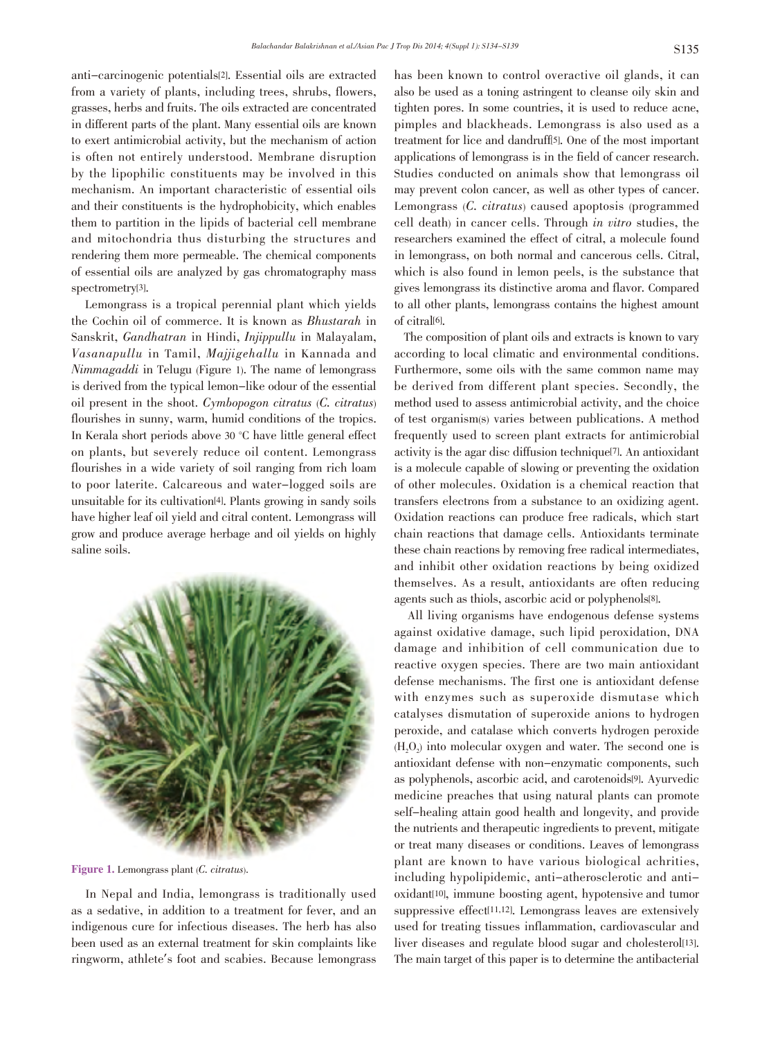anti-carcinogenic potentials[2]. Essential oils are extracted from a variety of plants, including trees, shrubs, flowers, grasses, herbs and fruits. The oils extracted are concentrated in different parts of the plant. Many essential oils are known to exert antimicrobial activity, but the mechanism of action is often not entirely understood. Membrane disruption by the lipophilic constituents may be involved in this mechanism. An important characteristic of essential oils and their constituents is the hydrophobicity, which enables them to partition in the lipids of bacterial cell membrane and mitochondria thus disturbing the structures and rendering them more permeable. The chemical components of essential oils are analyzed by gas chromatography mass spectrometry[3].

Lemongrass is a tropical perennial plant which yields the Cochin oil of commerce. It is known as *Bhustarah* in Sanskrit, *Gandhatran* in Hindi, *Injippullu* in Malayalam, *Vasanapullu* in Tamil, *Majjigehallu* in Kannada and *Nimmagaddi* in Telugu (Figure 1). The name of lemongrass is derived from the typical lemon-like odour of the essential oil present in the shoot. *Cymbopogon citratus* (*C. citratus*) flourishes in sunny, warm, humid conditions of the tropics. In Kerala short periods above 30 °C have little general effect on plants, but severely reduce oil content. Lemongrass flourishes in a wide variety of soil ranging from rich loam to poor laterite. Calcareous and water-logged soils are unsuitable for its cultivation[4]. Plants growing in sandy soils have higher leaf oil yield and citral content. Lemongrass will grow and produce average herbage and oil yields on highly saline soils.

**Figure 1.** Lemongrass plant (*C. citratus*).

In Nepal and India, lemongrass is traditionally used as a sedative, in addition to a treatment for fever, and an indigenous cure for infectious diseases. The herb has also been used as an external treatment for skin complaints like ringworm, athlete's foot and scabies. Because lemongrass has been known to control overactive oil glands, it can also be used as a toning astringent to cleanse oily skin and tighten pores. In some countries, it is used to reduce acne, pimples and blackheads. Lemongrass is also used as a treatment for lice and dandruff[5]. One of the most important applications of lemongrass is in the field of cancer research. Studies conducted on animals show that lemongrass oil may prevent colon cancer, as well as other types of cancer. Lemongrass (*C. citratus*) caused apoptosis (programmed cell death) in cancer cells. Through *in vitro* studies, the researchers examined the effect of citral, a molecule found in lemongrass, on both normal and cancerous cells. Citral, which is also found in lemon peels, is the substance that gives lemongrass its distinctive aroma and flavor. Compared to all other plants, lemongrass contains the highest amount of citral[6].

The composition of plant oils and extracts is known to vary according to local climatic and environmental conditions. Furthermore, some oils with the same common name may be derived from different plant species. Secondly, the method used to assess antimicrobial activity, and the choice of test organism(s) varies between publications. A method frequently used to screen plant extracts for antimicrobial activity is the agar disc diffusion technique[7]. An antioxidant is a molecule capable of slowing or preventing the oxidation of other molecules. Oxidation is a chemical reaction that transfers electrons from a substance to an oxidizing agent. Oxidation reactions can produce free radicals, which start chain reactions that damage cells. Antioxidants terminate these chain reactions by removing free radical intermediates, and inhibit other oxidation reactions by being oxidized themselves. As a result, antioxidants are often reducing agents such as thiols, ascorbic acid or polyphenols[8].

All living organisms have endogenous defense systems against oxidative damage, such lipid peroxidation, DNA damage and inhibition of cell communication due to reactive oxygen species. There are two main antioxidant defense mechanisms. The first one is antioxidant defense with enzymes such as superoxide dismutase which catalyses dismutation of superoxide anions to hydrogen peroxide, and catalase which converts hydrogen peroxide ($H_2O_2$) into molecular oxygen and water. The second one is antioxidant defense with non-enzymatic components, such as polyphenols, ascorbic acid, and carotenoids[9]. Ayurvedic medicine preaches that using natural plants can promote self-healing attain good health and longevity, and provide the nutrients and therapeutic ingredients to prevent, mitigate or treat many diseases or conditions. Leaves of lemongrass plant are known to have various biological achrities, including hypolipidemic, anti-atherosclerotic and anti-oxidant[10], immune boosting agent, hypotensive and tumor suppressive effect[11,12]. Lemongrass leaves are extensively used for treating tissues inflammation, cardiovascular and liver diseases and regulate blood sugar and cholesterol[13]. The main target of this paper is to determine the antibacterial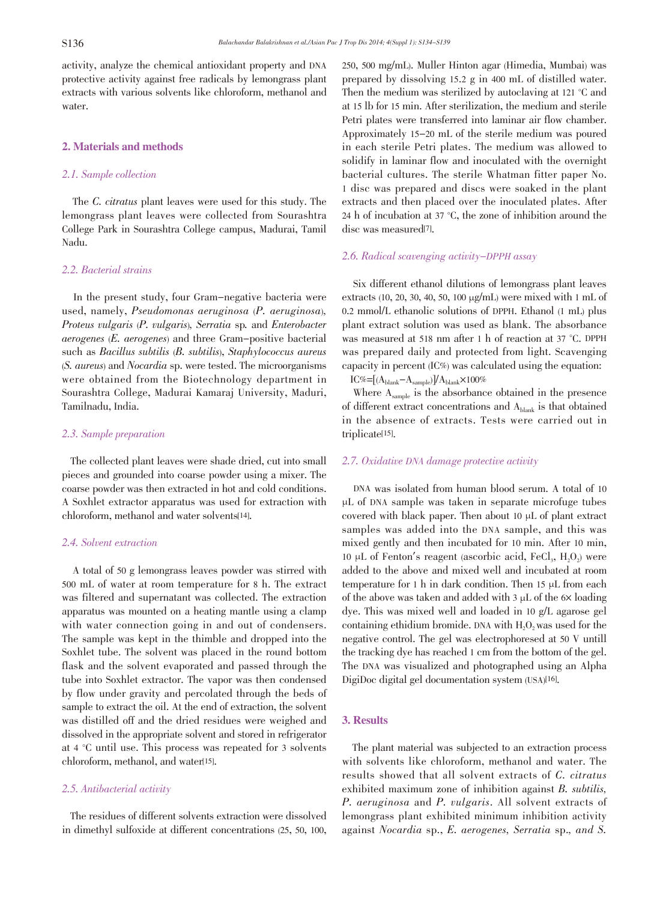activity, analyze the chemical antioxidant property and DNA protective activity against free radicals by lemongrass plant extracts with various solvents like chloroform, methanol and water.

## 2. Materials and methods

### 2.1. Sample collection

The *C. citratus* plant leaves were used for this study. The lemongrass plant leaves were collected from Sourashtra College Park in Sourashtra College campus, Madurai, Tamil Nadu.

### 2.2. Bacterial strains

In the present study, four Gram-negative bacteria were used, namely, *Pseudomonas aeruginosa* (*P. aeruginosa*), *Proteus vulgaris* (*P. vulgaris*), *Serratia* sp. and *Enterobacter aerogenes* (*E. aerogenes*) and three Gram-positive bacterial such as *Bacillus subtilis* (*B. subtilis*), *Staphylococcus aureus* (*S. aureus*) and *Nocardia* sp. were tested. The microorganisms were obtained from the Biotechnology department in Sourashtra College, Madurai Kamaraj University, Maduri, Tamilnadu, India.

### 2.3. Sample preparation

The collected plant leaves were shade dried, cut into small pieces and grounded into coarse powder using a mixer. The coarse powder was then extracted in hot and cold conditions. A Soxhlet extractor apparatus was used for extraction with chloroform, methanol and water solvents[14].

### 2.4. Solvent extraction

A total of 50 g lemongrass leaves powder was stirred with 500 mL of water at room temperature for 8 h. The extract was filtered and supernatant was collected. The extraction apparatus was mounted on a heating mantle using a clamp with water connection going in and out of condensers. The sample was kept in the thimble and dropped into the Soxhlet tube. The solvent was placed in the round bottom flask and the solvent evaporated and passed through the tube into Soxhlet extractor. The vapor was then condensed by flow under gravity and percolated through the beds of sample to extract the oil. At the end of extraction, the solvent was distilled off and the dried residues were weighed and dissolved in the appropriate solvent and stored in refrigerator at 4 °C until use. This process was repeated for 3 solvents chloroform, methanol, and water[15].

### 2.5. Antibacterial activity

The residues of different solvents extraction were dissolved in dimethyl sulfoxide at different concentrations (25, 50, 100, 250, 500 mg/mL). Muller Hinton agar (Himedia, Mumbai) was prepared by dissolving 15.2 g in 400 mL of distilled water. Then the medium was sterilized by autoclaving at 121 °C and at 15 lb for 15 min. After sterilization, the medium and sterile Petri plates were transferred into laminar air flow chamber. Approximately 15-20 mL of the sterile medium was poured in each sterile Petri plates. The medium was allowed to solidify in laminar flow and inoculated with the overnight bacterial cultures. The sterile Whatman fitter paper No. 1 disc was prepared and discs were soaked in the plant extracts and then placed over the inoculated plates. After 24 h of incubation at 37 °C, the zone of inhibition around the disc was measured[7].

### 2.6. Radical scavenging activity-DPPH assay

Six different ethanol dilutions of lemongrass plant leaves extracts (10, 20, 30, 40, 50, 100 μg/mL) were mixed with 1 mL of 0.2 mmol/L ethanolic solutions of DPPH. Ethanol (1 mL) plus plant extract solution was used as blank. The absorbance was measured at 518 nm after 1 h of reaction at 37 °C. DPPH was prepared daily and protected from light. Scavenging capacity in percent (IC%) was calculated using the equation:

$$IC\% = [(A_{blank} - A_{sample})]/A_{blank} \times 100\%$$

Where $A_{sample}$ is the absorbance obtained in the presence of different extract concentrations and $A_{blank}$ is that obtained in the absence of extracts. Tests were carried out in triplicate[15].

### 2.7. Oxidative DNA damage protective activity

DNA was isolated from human blood serum. A total of 10 μL of DNA sample was taken in separate microfuge tubes covered with black paper. Then about 10 μL of plant extract samples was added into the DNA sample, and this was mixed gently and then incubated for 10 min. After 10 min, 10 μL of Fenton's reagent (ascorbic acid, $FeCl_3$, $H_2O_2$) were added to the above and mixed well and incubated at room temperature for 1 h in dark condition. Then 15 μL from each of the above was taken and added with 3 μL of the 6× loading dye. This was mixed well and loaded in 10 g/L agarose gel containing ethidium bromide. DNA with $H_2O_2$ was used for the negative control. The gel was electrophoresed at 50 V untill the tracking dye has reached 1 cm from the bottom of the gel. The DNA was visualized and photographed using an Alpha DigiDoc digital gel documentation system (USA)[16].

## 3. Results

The plant material was subjected to an extraction process with solvents like chloroform, methanol and water. The results showed that all solvent extracts of *C. citratus* exhibited maximum zone of inhibition against *B. subtilis*, *P. aeruginosa* and *P. vulgaris*. All solvent extracts of lemongrass plant exhibited minimum inhibition activity against *Nocardia* sp., *E. aerogenes*, *Serratia* sp., *and S.*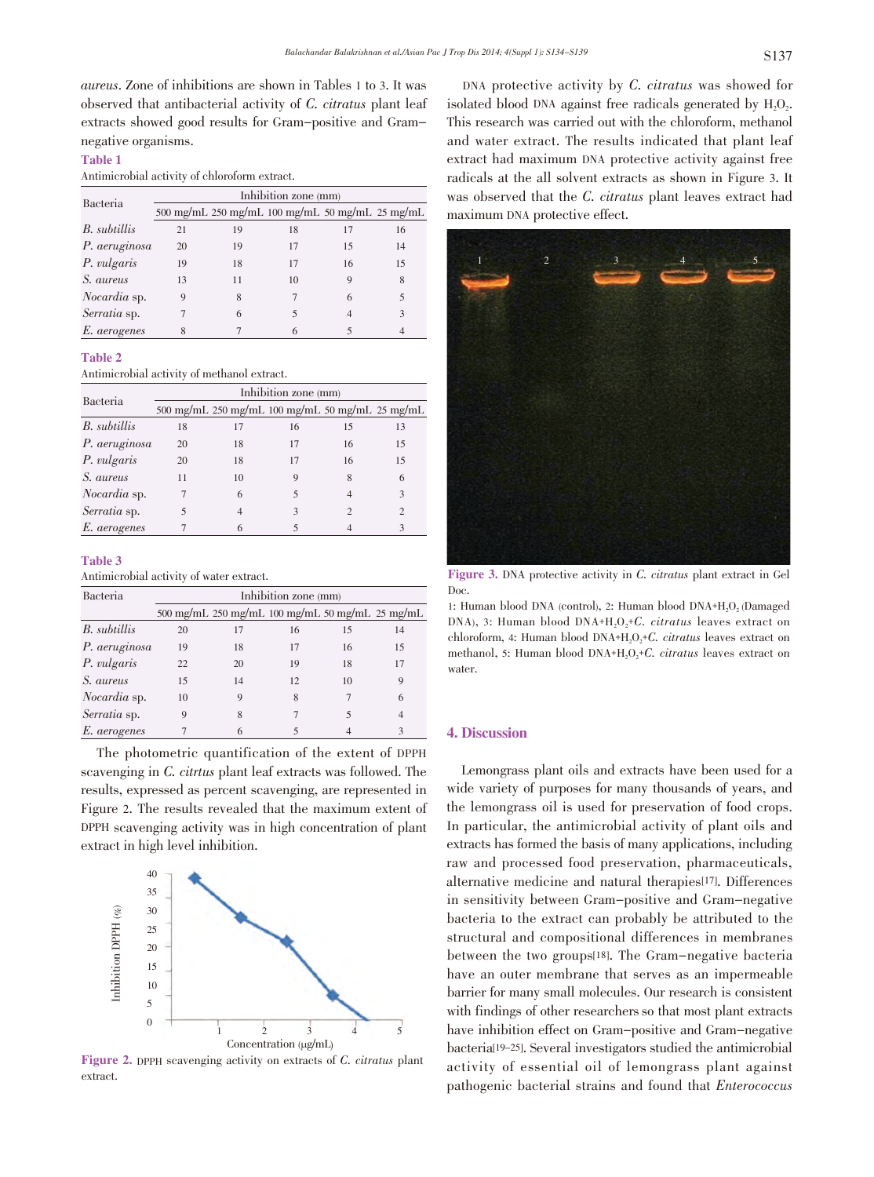*aureus*. Zone of inhibitions are shown in Tables 1 to 3. It was observed that antibacterial activity of *C. citratus* plant leaf extracts showed good results for Gram-positive and Gram-negative organisms.

**Table 1**
Antimicrobial activity of chloroform extract.

| Bacteria | Inhibition zone (mm) | | | | |
|---|---|---|---|---|---|
| | 500 mg/mL | 250 mg/mL | 100 mg/mL | 50 mg/mL | 25 mg/mL |
| *B. subtillis* | 21 | 19 | 18 | 17 | 16 |
| *P. aeruginosa* | 20 | 19 | 17 | 15 | 14 |
| *P. vulgaris* | 19 | 18 | 17 | 16 | 15 |
| *S. aureus* | 13 | 11 | 10 | 9 | 8 |
| *Nocardia* sp. | 9 | 8 | 7 | 6 | 5 |
| *Serratia* sp. | 7 | 6 | 5 | 4 | 3 |
| *E. aerogenes* | 8 | 7 | 6 | 5 | 4 |

**Table 2**
Antimicrobial activity of methanol extract.

| Bacteria | Inhibition zone (mm) | | | | |
|---|---|---|---|---|---|
| | 500 mg/mL | 250 mg/mL | 100 mg/mL | 50 mg/mL | 25 mg/mL |
| *B. subtillis* | 18 | 17 | 16 | 15 | 13 |
| *P. aeruginosa* | 20 | 18 | 17 | 16 | 15 |
| *P. vulgaris* | 20 | 18 | 17 | 16 | 15 |
| *S. aureus* | 11 | 10 | 9 | 8 | 6 |
| *Nocardia* sp. | 7 | 6 | 5 | 4 | 3 |
| *Serratia* sp. | 5 | 4 | 3 | 2 | 2 |
| *E. aerogenes* | 7 | 6 | 5 | 4 | 3 |

**Table 3**
Antimicrobial activity of water extract.

| Bacteria | Inhibition zone (mm) | | | | |
|---|---|---|---|---|---|
| | 500 mg/mL | 250 mg/mL | 100 mg/mL | 50 mg/mL | 25 mg/mL |
| *B. subtillis* | 20 | 17 | 16 | 15 | 14 |
| *P. aeruginosa* | 19 | 18 | 17 | 16 | 15 |
| *P. vulgaris* | 22 | 20 | 19 | 18 | 17 |
| *S. aureus* | 15 | 14 | 12 | 10 | 9 |
| *Nocardia* sp. | 10 | 9 | 8 | 7 | 6 |
| *Serratia* sp. | 9 | 8 | 7 | 5 | 4 |
| *E. aerogenes* | 7 | 6 | 5 | 4 | 3 |

The photometric quantification of the extent of DPPH scavenging in *C. citrtus* plant leaf extracts was followed. The results, expressed as percent scavenging, are represented in Figure 2. The results revealed that the maximum extent of DPPH scavenging activity was in high concentration of plant extract in high level inhibition.

**Figure 2.** DPPH scavenging activity on extracts of *C. citratus* plant extract.

DNA protective activity by *C. citratus* was showed for isolated blood DNA against free radicals generated by $H_2O_2$. This research was carried out with the chloroform, methanol and water extract. The results indicated that plant leaf extract had maximum DNA protective activity against free radicals at the all solvent extracts as shown in Figure 3. It was observed that the *C. citratus* plant leaves extract had maximum DNA protective effect.

**Figure 3.** DNA protective activity in *C. citratus* plant extract in Gel Doc.

1: Human blood DNA (control), 2: Human blood DNA+$H_2O_2$ (Damaged DNA), 3: Human blood DNA+$H_2O_2$+*C. citratus* leaves extract on chloroform, 4: Human blood DNA+$H_2O_2$+*C. citratus* leaves extract on methanol, 5: Human blood DNA+$H_2O_2$+*C. citratus* leaves extract on water.

## 4. Discussion

Lemongrass plant oils and extracts have been used for a wide variety of purposes for many thousands of years, and the lemongrass oil is used for preservation of food crops. In particular, the antimicrobial activity of plant oils and extracts has formed the basis of many applications, including raw and processed food preservation, pharmaceuticals, alternative medicine and natural therapies[17]. Differences in sensitivity between Gram-positive and Gram-negative bacteria to the extract can probably be attributed to the structural and compositional differences in membranes between the two groups[18]. The Gram-negative bacteria have an outer membrane that serves as an impermeable barrier for many small molecules. Our research is consistent with findings of other researchers so that most plant extracts have inhibition effect on Gram-positive and Gram-negative bacteria[19-25]. Several investigators studied the antimicrobial activity of essential oil of lemongrass plant against pathogenic bacterial strains and found that *Enterococcus*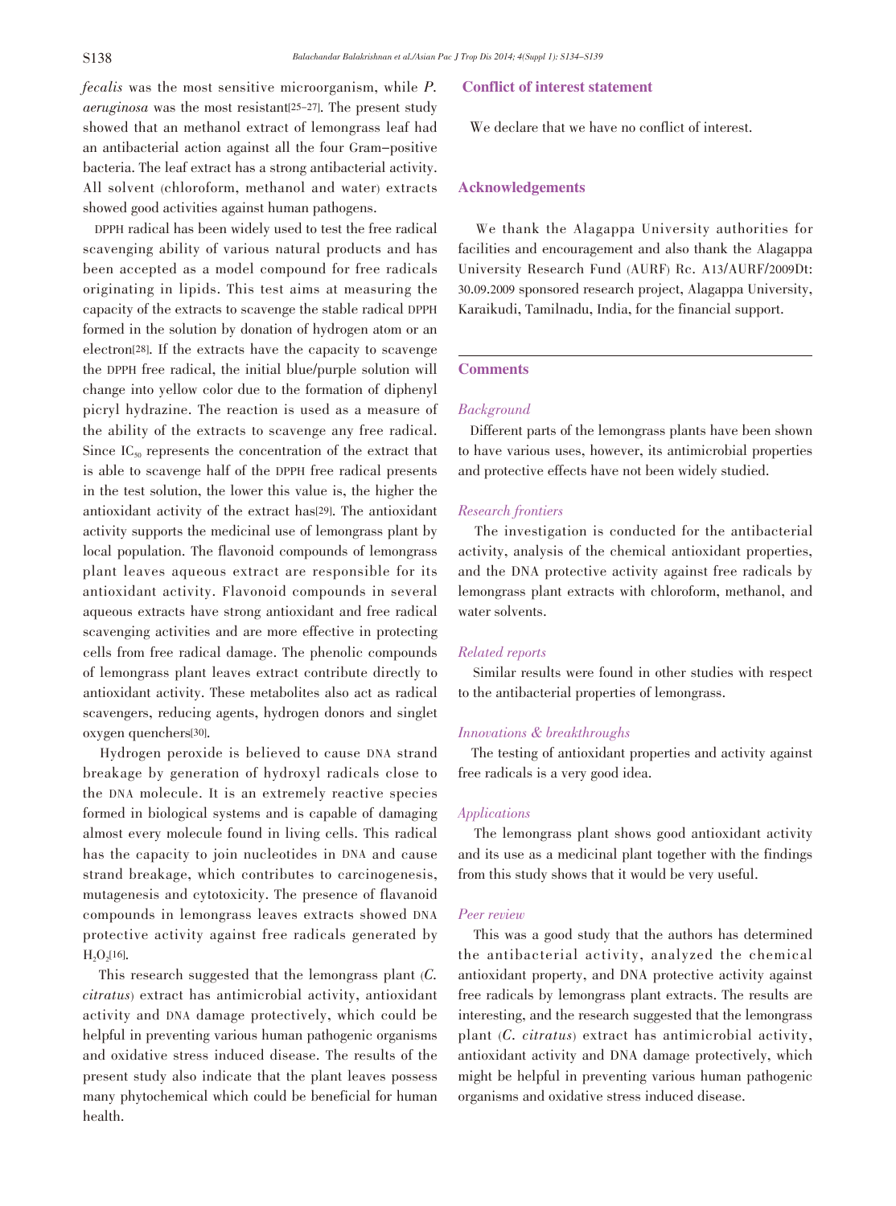*fecalis* was the most sensitive microorganism, while *P. aeruginosa* was the most resistant[25–27]. The present study showed that an methanol extract of lemongrass leaf had an antibacterial action against all the four Gram-positive bacteria. The leaf extract has a strong antibacterial activity. All solvent (chloroform, methanol and water) extracts showed good activities against human pathogens.

DPPH radical has been widely used to test the free radical scavenging ability of various natural products and has been accepted as a model compound for free radicals originating in lipids. This test aims at measuring the capacity of the extracts to scavenge the stable radical DPPH formed in the solution by donation of hydrogen atom or an electron[28]. If the extracts have the capacity to scavenge the DPPH free radical, the initial blue/purple solution will change into yellow color due to the formation of diphenyl picryl hydrazine. The reaction is used as a measure of the ability of the extracts to scavenge any free radical. Since $IC_{50}$ represents the concentration of the extract that is able to scavenge half of the DPPH free radical presents in the test solution, the lower this value is, the higher the antioxidant activity of the extract has[29]. The antioxidant activity supports the medicinal use of lemongrass plant by local population. The flavonoid compounds of lemongrass plant leaves aqueous extract are responsible for its antioxidant activity. Flavonoid compounds in several aqueous extracts have strong antioxidant and free radical scavenging activities and are more effective in protecting cells from free radical damage. The phenolic compounds of lemongrass plant leaves extract contribute directly to antioxidant activity. These metabolites also act as radical scavengers, reducing agents, hydrogen donors and singlet oxygen quenchers[30].

Hydrogen peroxide is believed to cause DNA strand breakage by generation of hydroxyl radicals close to the DNA molecule. It is an extremely reactive species formed in biological systems and is capable of damaging almost every molecule found in living cells. This radical has the capacity to join nucleotides in DNA and cause strand breakage, which contributes to carcinogenesis, mutagenesis and cytotoxicity. The presence of flavanoid compounds in lemongrass leaves extracts showed DNA protective activity against free radicals generated by $H_2O_2$[16].

This research suggested that the lemongrass plant (*C. citratus*) extract has antimicrobial activity, antioxidant activity and DNA damage protectively, which could be helpful in preventing various human pathogenic organisms and oxidative stress induced disease. The results of the present study also indicate that the plant leaves possess many phytochemical which could be beneficial for human health.

## Conflict of interest statement

We declare that we have no conflict of interest.

## Acknowledgements

We thank the Alagappa University authorities for facilities and encouragement and also thank the Alagappa University Research Fund (AURF) Rc. A13/AURF/2009Dt: 30.09.2009 sponsored research project, Alagappa University, Karaikudi, Tamilnadu, India, for the financial support.

## Comments

### *Background*

Different parts of the lemongrass plants have been shown to have various uses, however, its antimicrobial properties and protective effects have not been widely studied.

### *Research frontiers*

The investigation is conducted for the antibacterial activity, analysis of the chemical antioxidant properties, and the DNA protective activity against free radicals by lemongrass plant extracts with chloroform, methanol, and water solvents.

### *Related reports*

Similar results were found in other studies with respect to the antibacterial properties of lemongrass.

### *Innovations & breakthroughs*

The testing of antioxidant properties and activity against free radicals is a very good idea.

### *Applications*

The lemongrass plant shows good antioxidant activity and its use as a medicinal plant together with the findings from this study shows that it would be very useful.

### *Peer review*

This was a good study that the authors has determined the antibacterial activity, analyzed the chemical antioxidant property, and DNA protective activity against free radicals by lemongrass plant extracts. The results are interesting, and the research suggested that the lemongrass plant (*C. citratus*) extract has antimicrobial activity, antioxidant activity and DNA damage protectively, which might be helpful in preventing various human pathogenic organisms and oxidative stress induced disease.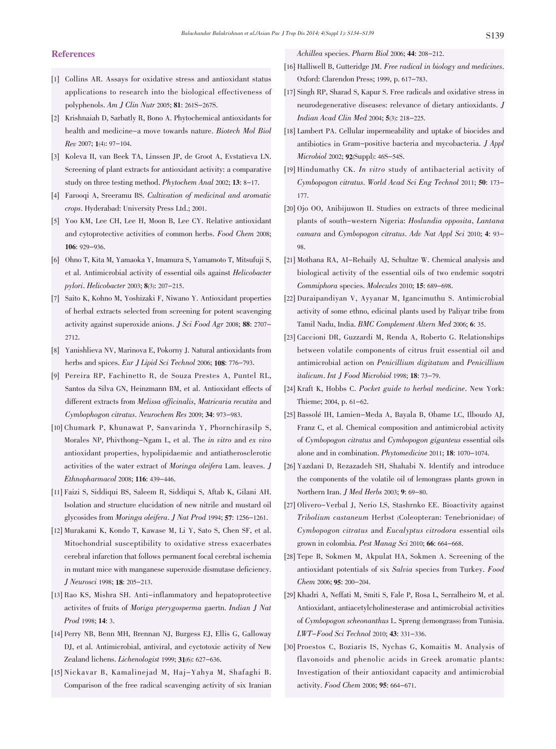## References

[1] Collins AR. Assays for oxidative stress and antioxidant status applications to research into the biological effectiveness of polyphenols. *Am J Clin Nutr* 2005; **81**: 261S–267S.

[2] Krishnaiah D, Sarbatly R, Bono A. Phytochemical antioxidants for health and medicine–a move towards nature. *Biotech Mol Biol Rev* 2007; **1**(4): 97–104.

[3] Koleva II, van Beek TA, Linssen JP, de Groot A, Evstatieva LN. Screening of plant extracts for antioxidant activity: a comparative study on three testing method. *Phytochem Anal* 2002; **13**: 8–17.

[4] Farooqi A, Sreeramu BS. *Cultivation of medicinal and aromatic crops*. Hyderabad: University Press Ltd.; 2001.

[5] Yoo KM, Lee CH, Lee H, Moon B, Lee CY. Relative antioxidant and cytoprotective activities of common herbs. *Food Chem* 2008; **106**: 929–936.

[6] Ohno T, Kita M, Yamaoka Y, Imamura S, Yamamoto T, Mitsufuji S, et al. Antimicrobial activity of essential oils against *Helicobacter pylori*. *Helicobacter* 2003; **8**(3): 207–215.

[7] Saito K, Kohno M, Yoshizaki F, Niwano Y. Antioxidant properties of herbal extracts selected from screening for potent scavenging activity against superoxide anions. *J Sci Food Agr* 2008; **88**: 2707–2712.

[8] Yanishlieva NV, Marinova E, Pokorny J. Natural antioxidants from herbs and spices. *Eur J Lipid Sci Technol* 2006; **108**: 776–793.

[9] Pereira RP, Fachinetto R, de Souza Prestes A, Puntel RL, Santos da Silva GN, Heinzmann BM, et al. Antioxidant effects of different extracts from *Melissa officinalis*, *Matricaria recutita* and *Cymbophogon citratus*. *Neurochem Res* 2009; **34**: 973–983.

[10] Chumark P, Khunawat P, Sanvarinda Y, Phornchirasilp S, Morales NP, Phivthong-Ngam L, et al. The *in vitro* and *ex vivo* antioxidant properties, hypolipidaemic and antiatherosclerotic activities of the water extract of *Moringa oleifera* Lam. leaves. *J Ethnopharmacol* 2008; **116**: 439–446.

[11] Faizi S, Siddiqui BS, Saleem R, Siddiqui S, Aftab K, Gilani AH. Isolation and structure elucidation of new nitrile and mustard oil glycosides from *Moringa oleifera*. *J Nat Prod* 1994; **57**: 1256–1261.

[12] Murakami K, Kondo T, Kawase M, Li Y, Sato S, Chen SF, et al. Mitochondrial susceptibility to oxidative stress exacerbates cerebral infarction that follows permanent focal cerebral ischemia in mutant mice with manganese superoxide dismutase deficiency. *J Neurosci* 1998; **18**: 205–213.

[13] Rao KS, Mishra SH. Anti-inflammatory and hepatoprotective activites of fruits of *Moriga pterygosperma* gaertn. *Indian J Nat Prod* 1998; **14**: 3.

[14] Perry NB, Benn MH, Brennan NJ, Burgess EJ, Ellis G, Galloway DJ, et al. Antimicrobial, antiviral, and cyctotoxic activity of New Zealand lichens. *Lichenologist* 1999; **31**(6): 627–636.

[15] Nickavar B, Kamalinejad M, Haj-Yahya M, Shafaghi B. Comparison of the free radical scavenging activity of six Iranian *Achillea* species. *Pharm Biol* 2006; **44**: 208–212.

[16] Halliwell B, Gutteridge JM. *Free radical in biology and medicines*. Oxford: Clarendon Press; 1999, p. 617–783.

[17] Singh RP, Sharad S, Kapur S. Free radicals and oxidative stress in neurodegenerative diseases: relevance of dietary antioxidants. *J Indian Acad Clin Med* 2004; **5**(3): 218–225.

[18] Lambert PA. Cellular impermeability and uptake of biocides and antibiotics in Gram-positive bacteria and mycobacteria. *J Appl Microbiol* 2002; **92**(Suppl): 46S–54S.

[19] Hindumathy CK. *In vitro* study of antibacterial activity of *Cymbopogon citratus*. *World Acad Sci Eng Technol* 2011; **50**: 173–177.

[20] Ojo OO, Anibijuwon II. Studies on extracts of three medicinal plants of south-western Nigeria: *Hoslundia opposita*, *Lantana camara* and *Cymbopogon citratus*. *Adv Nat Appl Sci* 2010; **4**: 93–98.

[21] Mothana RA, AI-Rehaily AJ, Schultze W. Chemical analysis and biological activity of the essential oils of two endemic soqotri *Commiphora* species. *Molecules* 2010; **15**: 689–698.

[22] Duraipandiyan V, Ayyanar M, Igancimuthu S. Antimicrobial activity of some ethno, edicinal plants used by Paliyar tribe from Tamil Nadu, India. *BMC Complement Altern Med* 2006; **6**: 35.

[23] Caccioni DR, Guzzardi M, Renda A, Roberto G. Relationships between volatile components of citrus fruit essential oil and antimicrobial action on *Penicillium digitatum* and *Penicillium italicum*. *Int J Food Microbiol* 1998; **18**: 73–79.

[24] Kraft K, Hobbs C. *Pocket guide to herbal medicine*. New York: Thieme; 2004, p. 61–62.

[25] Bassolé IH, Lamien-Meda A, Bayala B, Obame LC, Ilboudo AJ, Franz C, et al. Chemical composition and antimicrobial activity of *Cymbopogon citratus* and *Cymbopogon giganteus* essential oils alone and in combination. *Phytomedicine* 2011; **18**: 1070–1074.

[26] Yazdani D, Rezazadeh SH, Shahabi N. Identify and introduce the components of the volatile oil of lemongrass plants grown in Northern Iran. *J Med Herbs* 2003; **9**: 69–80.

[27] Olivero-Verbal J, Nerio LS, Stashrnko EE. Bioactivity against *Tribolium castaneum* Herbst (Coleopteran: Tenebrionidae) of *Cymbopogon citratus* and *Eucalyptus citrodora* essential oils grown in colombia. *Pest Manag Sci* 2010; **66**: 664–668.

[28] Tepe B, Sokmen M, Akpulat HA, Sokmen A. Screening of the antioxidant potentials of six *Salvia* species from Turkey. *Food Chem* 2006; **95**: 200–204.

[29] Khadri A, Neffati M, Smiti S, Fale P, Rosa L, Serralheiro M, et al. Antioxidant, antiacetylcholinesterase and antimicrobial activities of *Cymbopogon scheonanthus* L. Spreng (lemongrass) from Tunisia. *LWT-Food Sci Technol* 2010; **43**: 331–336.

[30] Proestos C, Boziaris IS, Nychas G, Komaitis M. Analysis of flavonoids and phenolic acids in Greek aromatic plants: Investigation of their antioxidant capacity and antimicrobial activity. *Food Chem* 2006; **95**: 664–671.